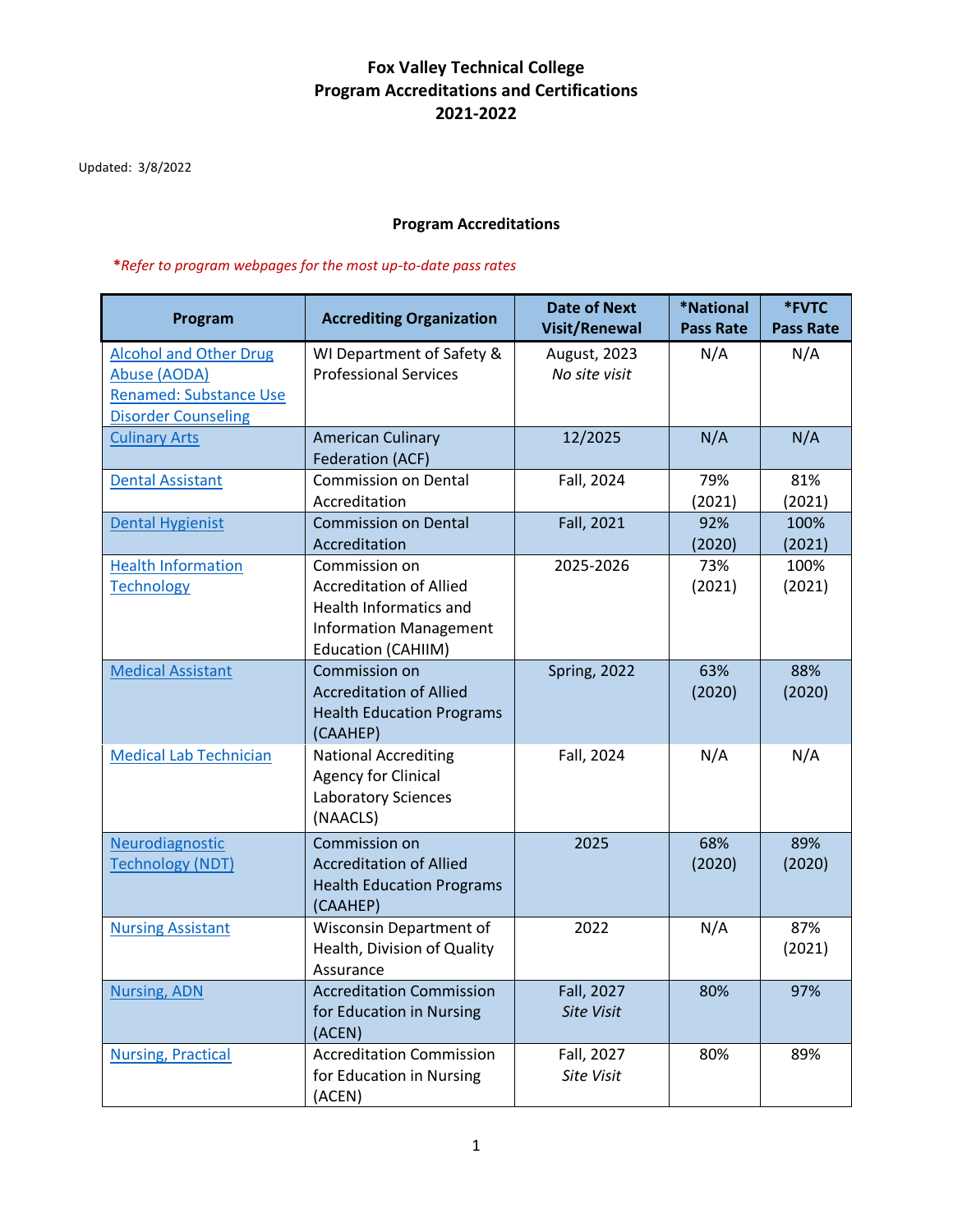# Fox Valley Technical College
# Program Accreditations and Certifications
# 2021-2022

Updated: 3/8/2022

## Program Accreditations

*\*Refer to program webpages for the most up-to-date pass rates*

| Program | Accrediting Organization | Date of Next Visit/Renewal | *National Pass Rate | *FVTC Pass Rate |
|---|---|---|---|---|
| Alcohol and Other Drug Abuse (AODA) Renamed: Substance Use Disorder Counseling | WI Department of Safety & Professional Services | August, 2023 *No site visit* | N/A | N/A |
| Culinary Arts | American Culinary Federation (ACF) | 12/2025 | N/A | N/A |
| Dental Assistant | Commission on Dental Accreditation | Fall, 2024 | 79% (2021) | 81% (2021) |
| Dental Hygienist | Commission on Dental Accreditation | Fall, 2021 | 92% (2020) | 100% (2021) |
| Health Information Technology | Commission on Accreditation of Allied Health Informatics and Information Management Education (CAHIIM) | 2025-2026 | 73% (2021) | 100% (2021) |
| Medical Assistant | Commission on Accreditation of Allied Health Education Programs (CAAHEP) | Spring, 2022 | 63% (2020) | 88% (2020) |
| Medical Lab Technician | National Accrediting Agency for Clinical Laboratory Sciences (NAACLS) | Fall, 2024 | N/A | N/A |
| Neurodiagnostic Technology (NDT) | Commission on Accreditation of Allied Health Education Programs (CAAHEP) | 2025 | 68% (2020) | 89% (2020) |
| Nursing Assistant | Wisconsin Department of Health, Division of Quality Assurance | 2022 | N/A | 87% (2021) |
| Nursing, ADN | Accreditation Commission for Education in Nursing (ACEN) | Fall, 2027 *Site Visit* | 80% | 97% |
| Nursing, Practical | Accreditation Commission for Education in Nursing (ACEN) | Fall, 2027 *Site Visit* | 80% | 89% |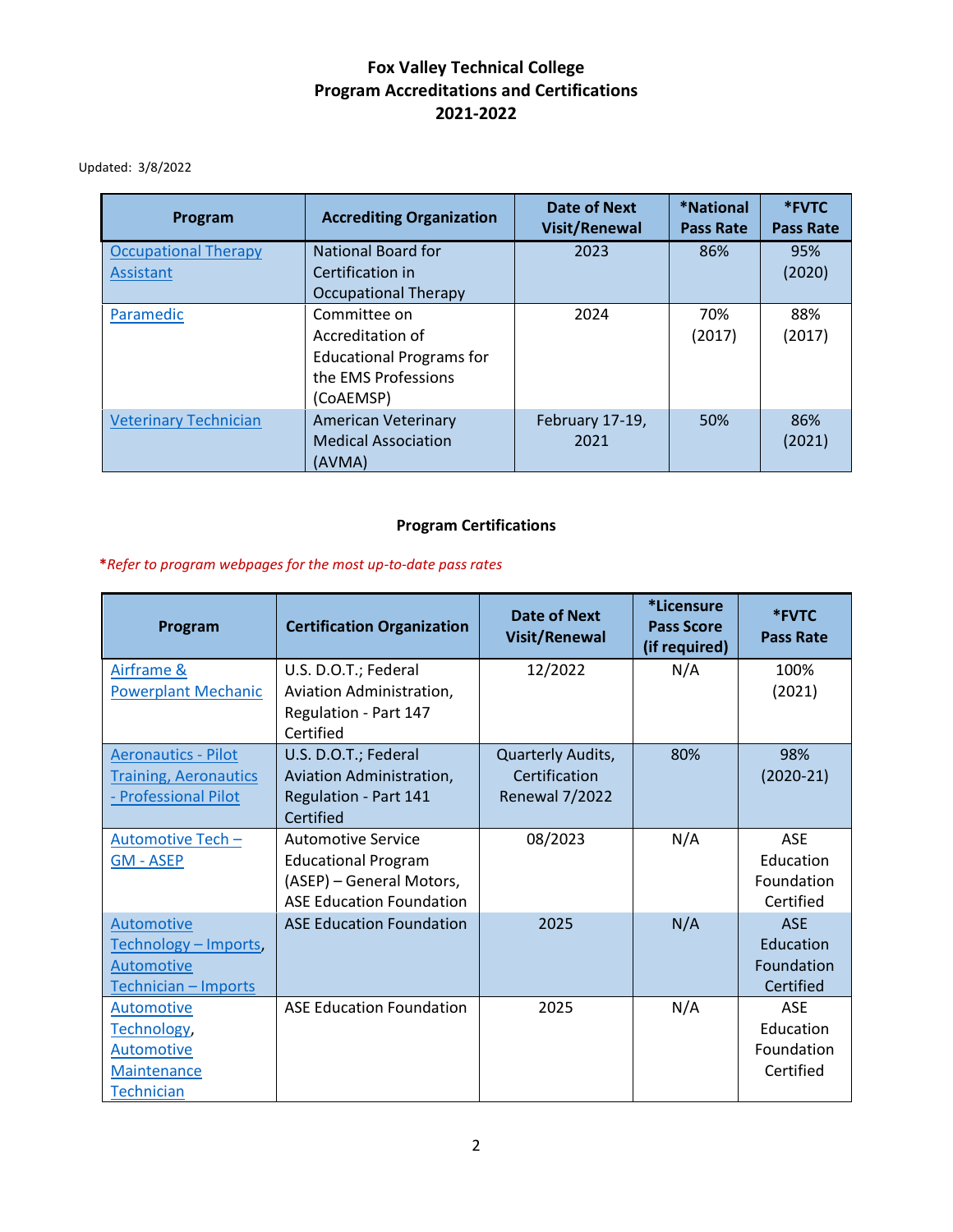# Fox Valley Technical College
# Program Accreditations and Certifications
# 2021-2022

Updated: 3/8/2022

| Program | Accrediting Organization | Date of Next Visit/Renewal | *National Pass Rate | *FVTC Pass Rate |
|---|---|---|---|---|
| Occupational Therapy Assistant | National Board for Certification in Occupational Therapy | 2023 | 86% | 95% (2020) |
| Paramedic | Committee on Accreditation of Educational Programs for the EMS Professions (CoAEMSP) | 2024 | 70% (2017) | 88% (2017) |
| Veterinary Technician | American Veterinary Medical Association (AVMA) | February 17-19, 2021 | 50% | 86% (2021) |

**Program Certifications**

**\***_Refer to program webpages for the most up-to-date pass rates_

| Program | Certification Organization | Date of Next Visit/Renewal | *Licensure Pass Score (if required) | *FVTC Pass Rate |
|---|---|---|---|---|
| Airframe & Powerplant Mechanic | U.S. D.O.T.; Federal Aviation Administration, Regulation - Part 147 Certified | 12/2022 | N/A | 100% (2021) |
| Aeronautics - Pilot Training, Aeronautics - Professional Pilot | U.S. D.O.T.; Federal Aviation Administration, Regulation - Part 141 Certified | Quarterly Audits, Certification Renewal 7/2022 | 80% | 98% (2020-21) |
| Automotive Tech – GM - ASEP | Automotive Service Educational Program (ASEP) – General Motors, ASE Education Foundation | 08/2023 | N/A | ASE Education Foundation Certified |
| Automotive Technology – Imports, Automotive Technician – Imports | ASE Education Foundation | 2025 | N/A | ASE Education Foundation Certified |
| Automotive Technology, Automotive Maintenance Technician | ASE Education Foundation | 2025 | N/A | ASE Education Foundation Certified |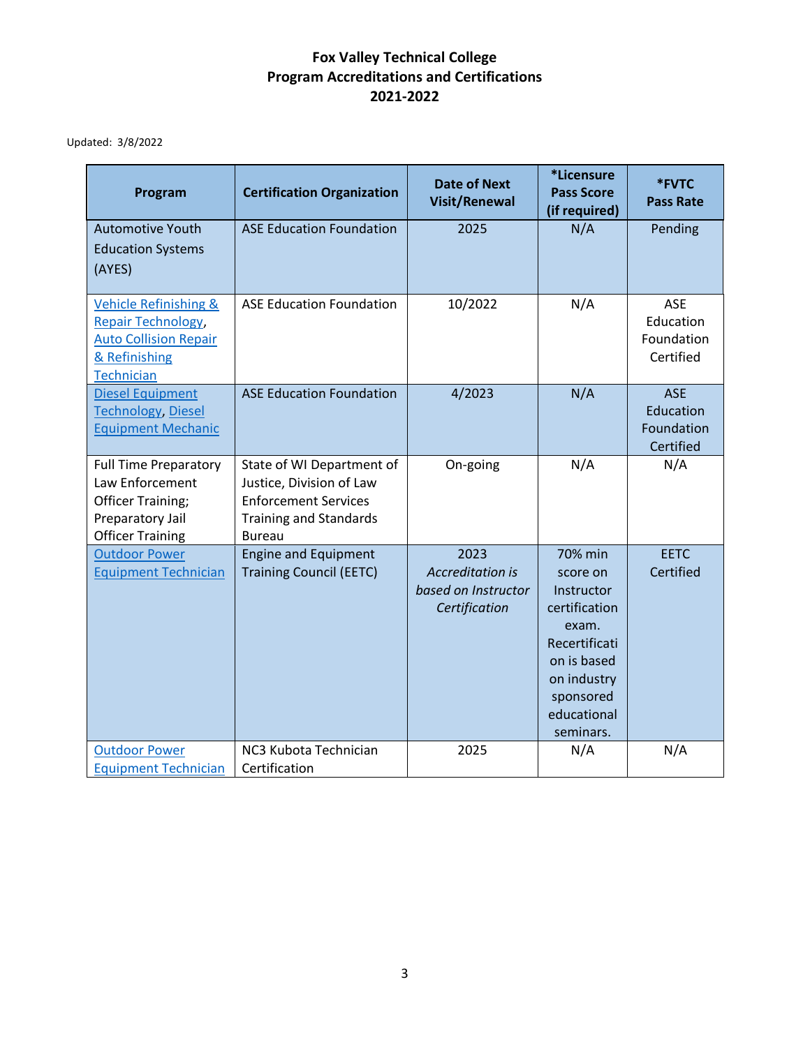**Fox Valley Technical College**
**Program Accreditations and Certifications**
**2021-2022**

Updated: 3/8/2022

| Program | Certification Organization | Date of Next Visit/Renewal | *Licensure Pass Score (if required) | *FVTC Pass Rate |
|---|---|---|---|---|
| Automotive Youth Education Systems (AYES) | ASE Education Foundation | 2025 | N/A | Pending |
| Vehicle Refinishing & Repair Technology, Auto Collision Repair & Refinishing Technician | ASE Education Foundation | 10/2022 | N/A | ASE Education Foundation Certified |
| Diesel Equipment Technology, Diesel Equipment Mechanic | ASE Education Foundation | 4/2023 | N/A | ASE Education Foundation Certified |
| Full Time Preparatory Law Enforcement Officer Training; Preparatory Jail Officer Training | State of WI Department of Justice, Division of Law Enforcement Services Training and Standards Bureau | On-going | N/A | N/A |
| Outdoor Power Equipment Technician | Engine and Equipment Training Council (EETC) | 2023 *Accreditation is based on Instructor Certification* | 70% min score on Instructor certification exam. Recertification is based on industry sponsored educational seminars. | EETC Certified |
| Outdoor Power Equipment Technician | NC3 Kubota Technician Certification | 2025 | N/A | N/A |